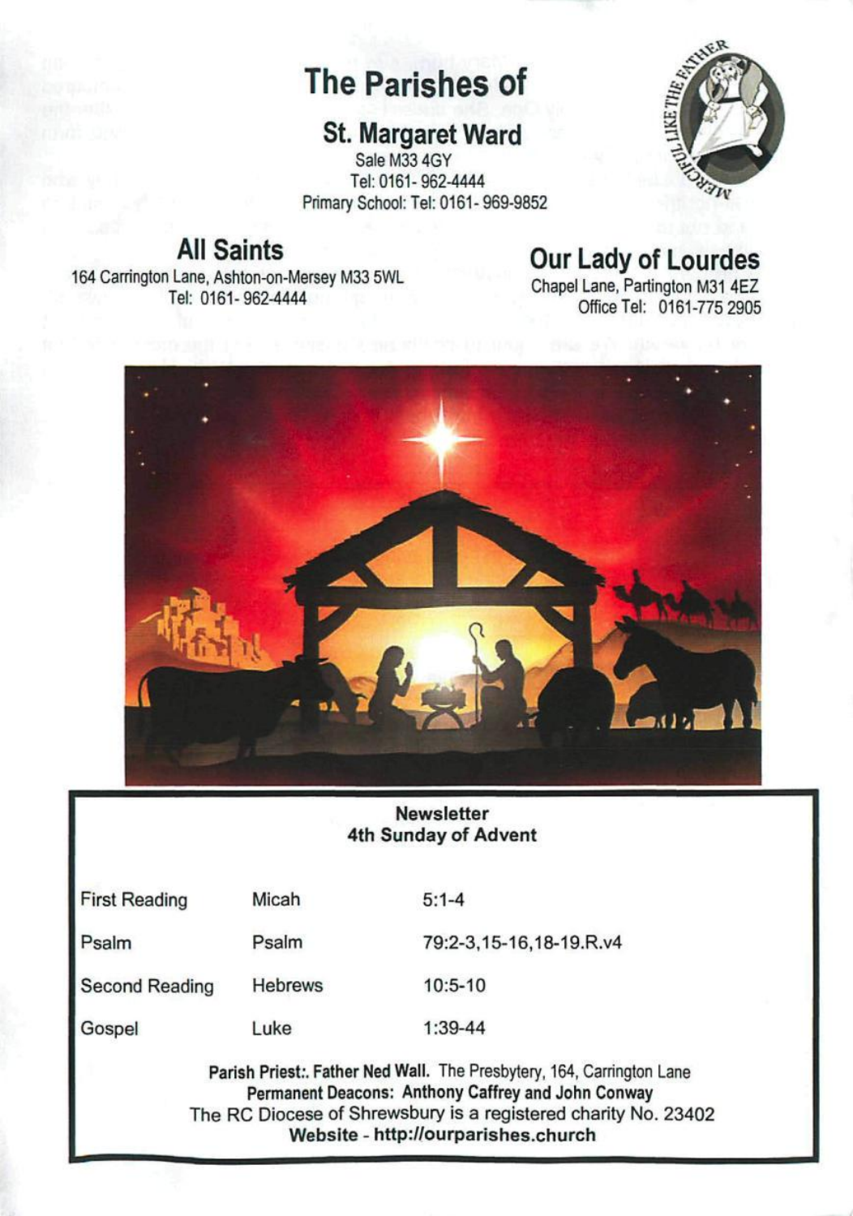# The Parishes of

## St. Margaret Ward

Sale M33 4GY
Tel: 0161- 962-4444
Primary School: Tel: 0161- 969-9852

## All Saints

164 Carrington Lane, Ashton-on-Mersey M33 5WL
Tel: 0161- 962-4444

## Our Lady of Lourdes

Chapel Lane, Partington M31 4EZ
Office Tel: 0161-775 2905

**Newsletter**
**4th Sunday of Advent**

| | | |
|---|---|---|
| First Reading | Micah | 5:1-4 |
| Psalm | Psalm | 79:2-3,15-16,18-19.R.v4 |
| Second Reading | Hebrews | 10:5-10 |
| Gospel | Luke | 1:39-44 |

**Parish Priest:. Father Ned Wall.** The Presbytery, 164, Carrington Lane
**Permanent Deacons: Anthony Caffrey and John Conway**
The RC Diocese of Shrewsbury is a registered charity No. 23402
**Website - http://ourparishes.church**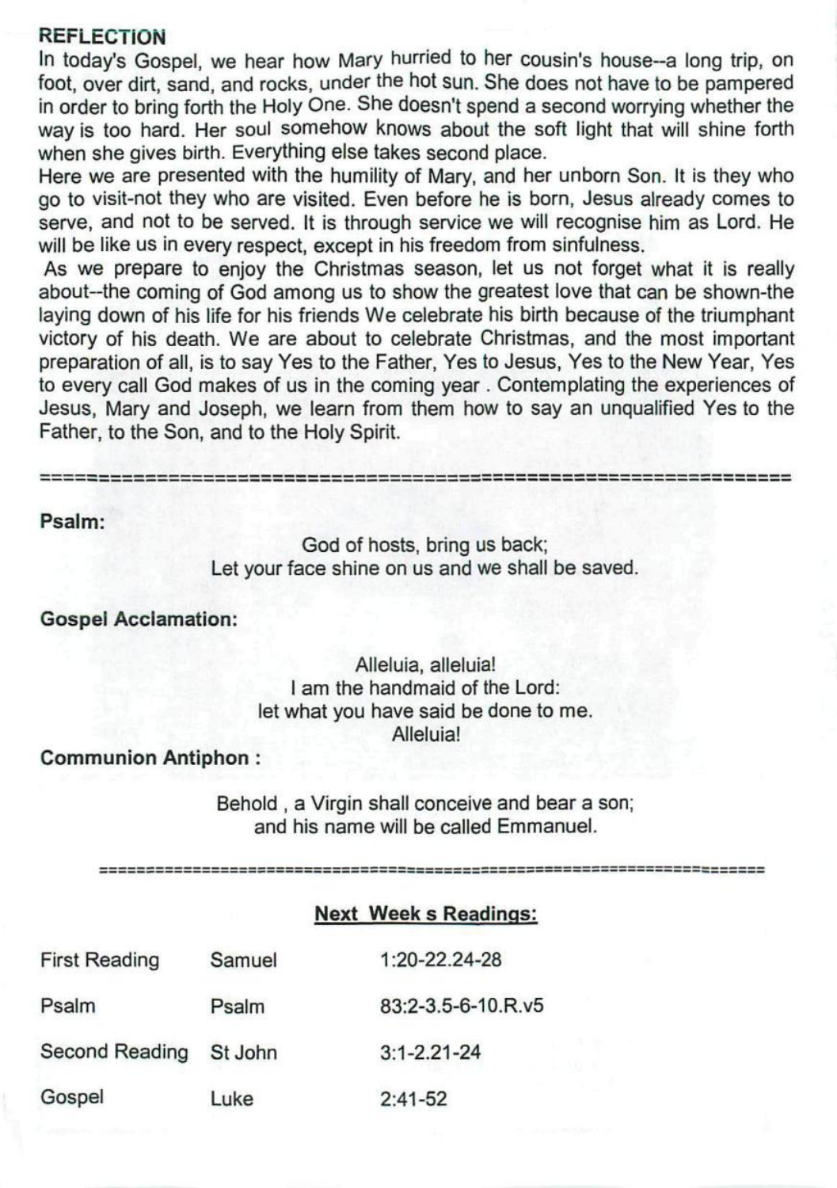## REFLECTION

In today's Gospel, we hear how Mary hurried to her cousin's house--a long trip, on foot, over dirt, sand, and rocks, under the hot sun. She does not have to be pampered in order to bring forth the Holy One. She doesn't spend a second worrying whether the way is too hard. Her soul somehow knows about the soft light that will shine forth when she gives birth. Everything else takes second place.

Here we are presented with the humility of Mary, and her unborn Son. It is they who go to visit-not they who are visited. Even before he is born, Jesus already comes to serve, and not to be served. It is through service we will recognise him as Lord. He will be like us in every respect, except in his freedom from sinfulness.

As we prepare to enjoy the Christmas season, let us not forget what it is really about--the coming of God among us to show the greatest love that can be shown-the laying down of his life for his friends We celebrate his birth because of the triumphant victory of his death. We are about to celebrate Christmas, and the most important preparation of all, is to say Yes to the Father, Yes to Jesus, Yes to the New Year, Yes to every call God makes of us in the coming year . Contemplating the experiences of Jesus, Mary and Joseph, we learn from them how to say an unqualified Yes to the Father, to the Son, and to the Holy Spirit.

---

**Psalm:**

God of hosts, bring us back;
Let your face shine on us and we shall be saved.

**Gospel Acclamation:**

Alleluia, alleluia!
I am the handmaid of the Lord:
let what you have said be done to me.
Alleluia!

**Communion Antiphon :**

Behold , a Virgin shall conceive and bear a son;
and his name will be called Emmanuel.

---

**<u>Next Week s Readings:</u>**

| | | |
|---|---|---|
| First Reading | Samuel | 1:20-22.24-28 |
| Psalm | Psalm | 83:2-3.5-6-10.R.v5 |
| Second Reading | St John | 3:1-2.21-24 |
| Gospel | Luke | 2:41-52 |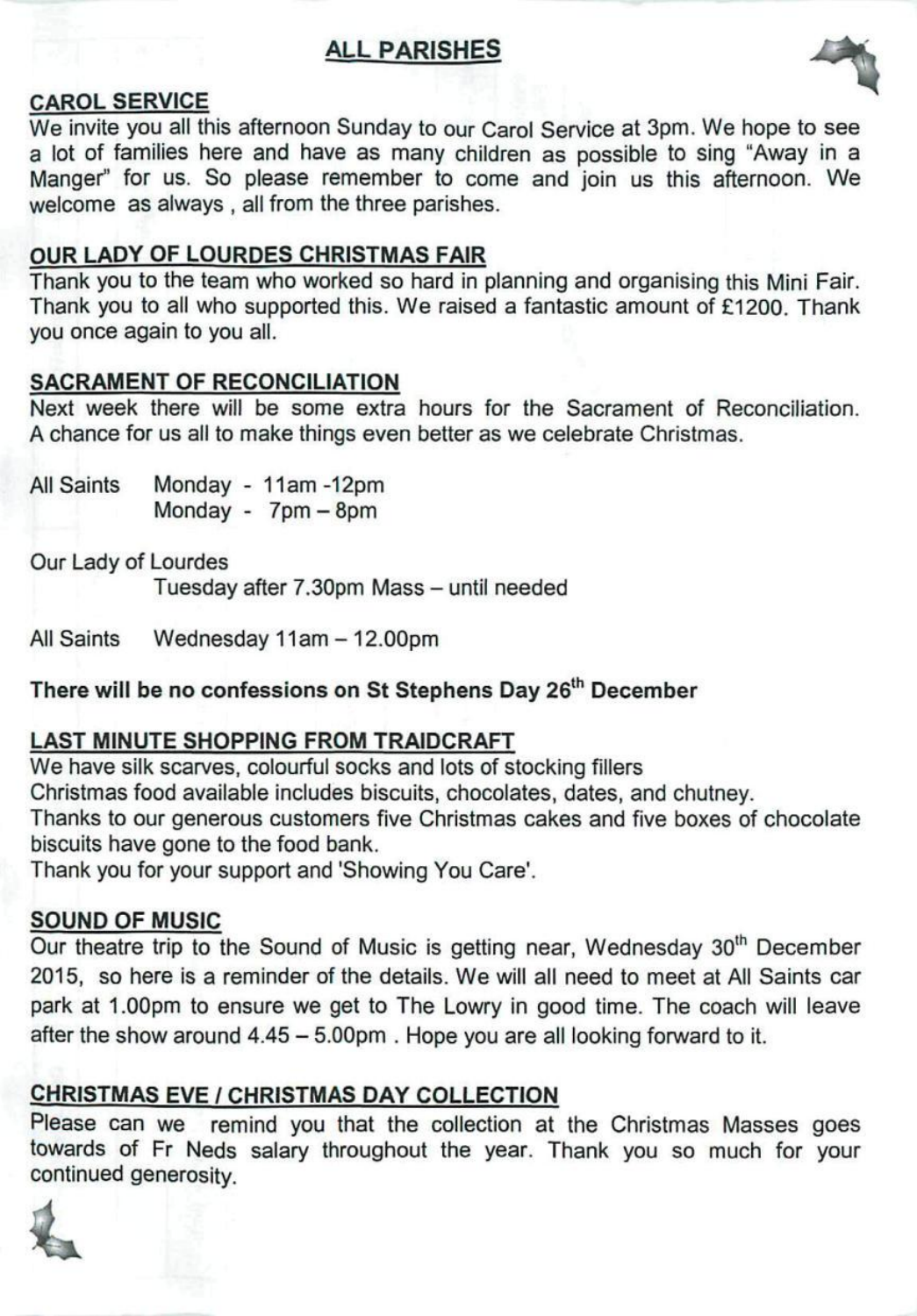# ALL PARISHES

## CAROL SERVICE

We invite you all this afternoon Sunday to our Carol Service at 3pm. We hope to see a lot of families here and have as many children as possible to sing "Away in a Manger" for us. So please remember to come and join us this afternoon. We welcome as always , all from the three parishes.

## OUR LADY OF LOURDES CHRISTMAS FAIR

Thank you to the team who worked so hard in planning and organising this Mini Fair. Thank you to all who supported this. We raised a fantastic amount of £1200. Thank you once again to you all.

## SACRAMENT OF RECONCILIATION

Next week there will be some extra hours for the Sacrament of Reconciliation. A chance for us all to make things even better as we celebrate Christmas.

All Saints Monday - 11am -12pm
Monday - 7pm – 8pm

Our Lady of Lourdes
Tuesday after 7.30pm Mass – until needed

All Saints Wednesday 11am – 12.00pm

**There will be no confessions on St Stephens Day 26th December**

## LAST MINUTE SHOPPING FROM TRAIDCRAFT

We have silk scarves, colourful socks and lots of stocking fillers
Christmas food available includes biscuits, chocolates, dates, and chutney.
Thanks to our generous customers five Christmas cakes and five boxes of chocolate biscuits have gone to the food bank.
Thank you for your support and 'Showing You Care'.

## SOUND OF MUSIC

Our theatre trip to the Sound of Music is getting near, Wednesday 30th December 2015, so here is a reminder of the details. We will all need to meet at All Saints car park at 1.00pm to ensure we get to The Lowry in good time. The coach will leave after the show around 4.45 – 5.00pm . Hope you are all looking forward to it.

## CHRISTMAS EVE / CHRISTMAS DAY COLLECTION

Please can we remind you that the collection at the Christmas Masses goes towards of Fr Neds salary throughout the year. Thank you so much for your continued generosity.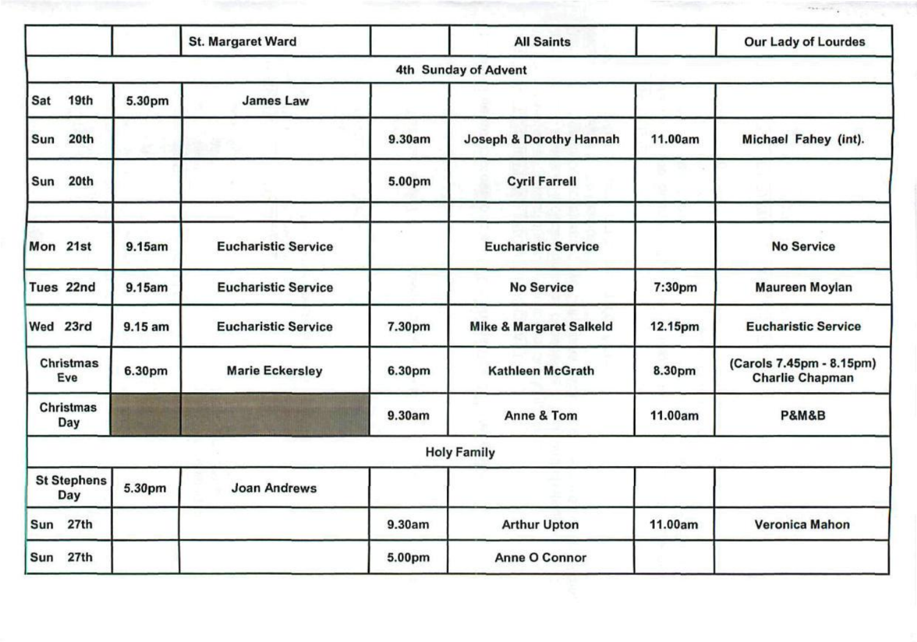| | | St. Margaret Ward | | All Saints | | Our Lady of Lourdes |
|---|---|---|---|---|---|---|
| 4th Sunday of Advent | | | | | | |
| Sat 19th | 5.30pm | James Law | | | | |
| Sun 20th | | | 9.30am | Joseph & Dorothy Hannah | 11.00am | Michael Fahey (int). |
| Sun 20th | | | 5.00pm | Cyril Farrell | | |
| | | | | | | |
| Mon 21st | 9.15am | Eucharistic Service | | Eucharistic Service | | No Service |
| Tues 22nd | 9.15am | Eucharistic Service | | No Service | 7:30pm | Maureen Moylan |
| Wed 23rd | 9.15 am | Eucharistic Service | 7.30pm | Mike & Margaret Salkeld | 12.15pm | Eucharistic Service |
| Christmas Eve | 6.30pm | Marie Eckersley | 6.30pm | Kathleen McGrath | 8.30pm | (Carols 7.45pm - 8.15pm) Charlie Chapman |
| Christmas Day | | | 9.30am | Anne & Tom | 11.00am | P&M&B |
| Holy Family | | | | | | |
| St Stephens Day | 5.30pm | Joan Andrews | | | | |
| Sun 27th | | | 9.30am | Arthur Upton | 11.00am | Veronica Mahon |
| Sun 27th | | | 5.00pm | Anne O Connor | | |